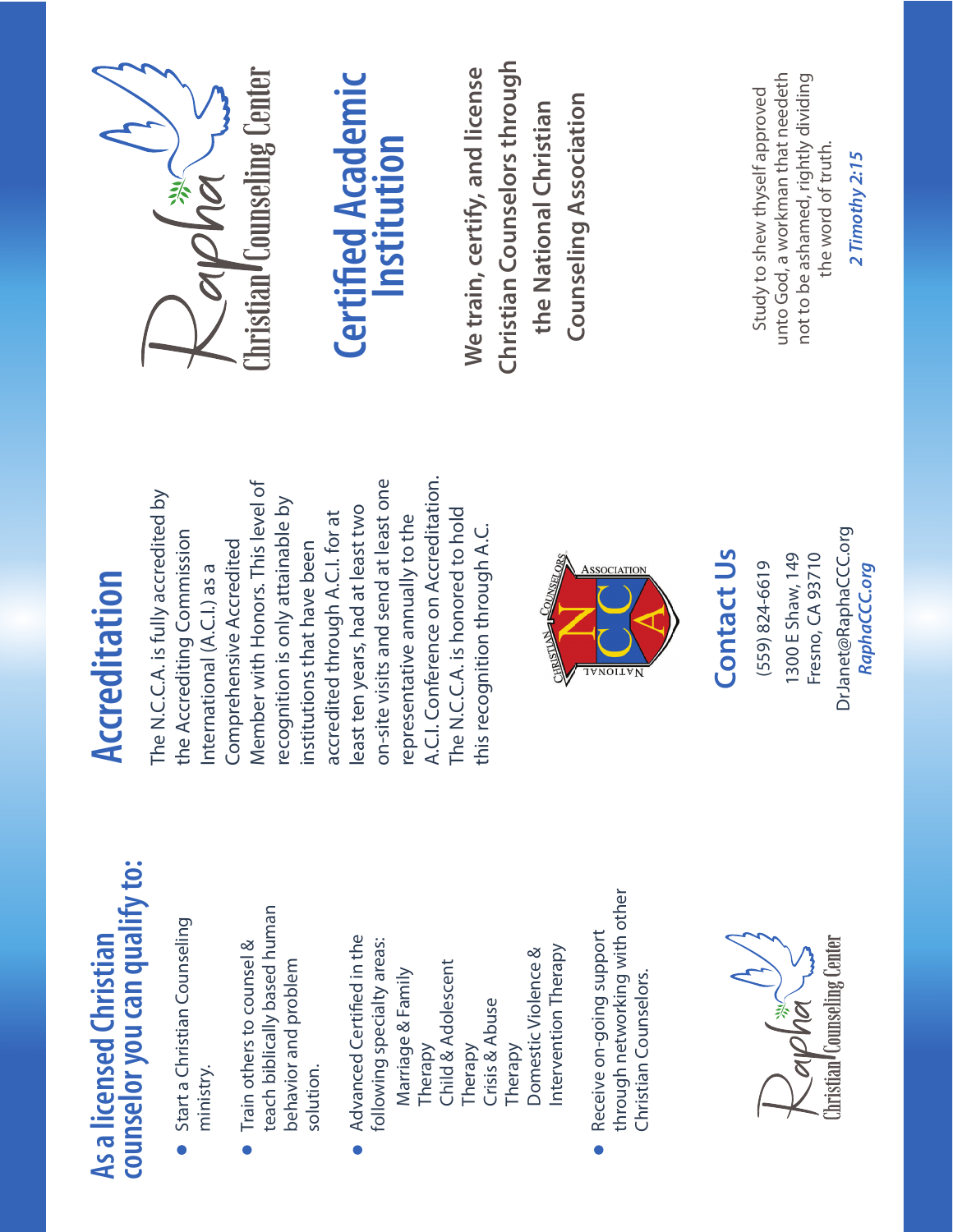## As a licensed Christian counselor you can qualify to:

- Start a Christian Counseling ministry.
- Train others to counsel & teach biblically based human behavior and problem solution.
- Advanced Certified in the following specialty areas:
  - Marriage & Family Therapy
  - Child & Adolescent Therapy
  - Crisis & Abuse Therapy
  - Domestic Violence & Intervention Therapy
- Receive on-going support through networking with other Christian Counselors.

Rapha Christian Counseling Center

## Accreditation

The N.C.C.A. is fully accredited by the Accrediting Commission International (A.C.I.) as a Comprehensive Accredited Member with Honors. This level of recognition is only attainable by institutions that have been accredited through A.C.I. for at least ten years, had at least two on-site visits and send at least one representative annually to the A.C.I. Conference on Accreditation. The N.C.C.A. is honored to hold this recognition through A.C.

National Christian Counselors Association

## Contact Us

(559) 824-6619
1300 E Shaw, 149
Fresno, CA 93710
DrJanet@RaphaCCC.org
***RaphaCCC.org***

Rapha Christian Counseling Center

# Certified Academic Institution

**We train, certify, and license Christian Counselors through the National Christian Counseling Association**

Study to shew thyself approved unto God, a workman that needeth not to be ashamed, rightly dividing the word of truth.

***2 Timothy 2:15***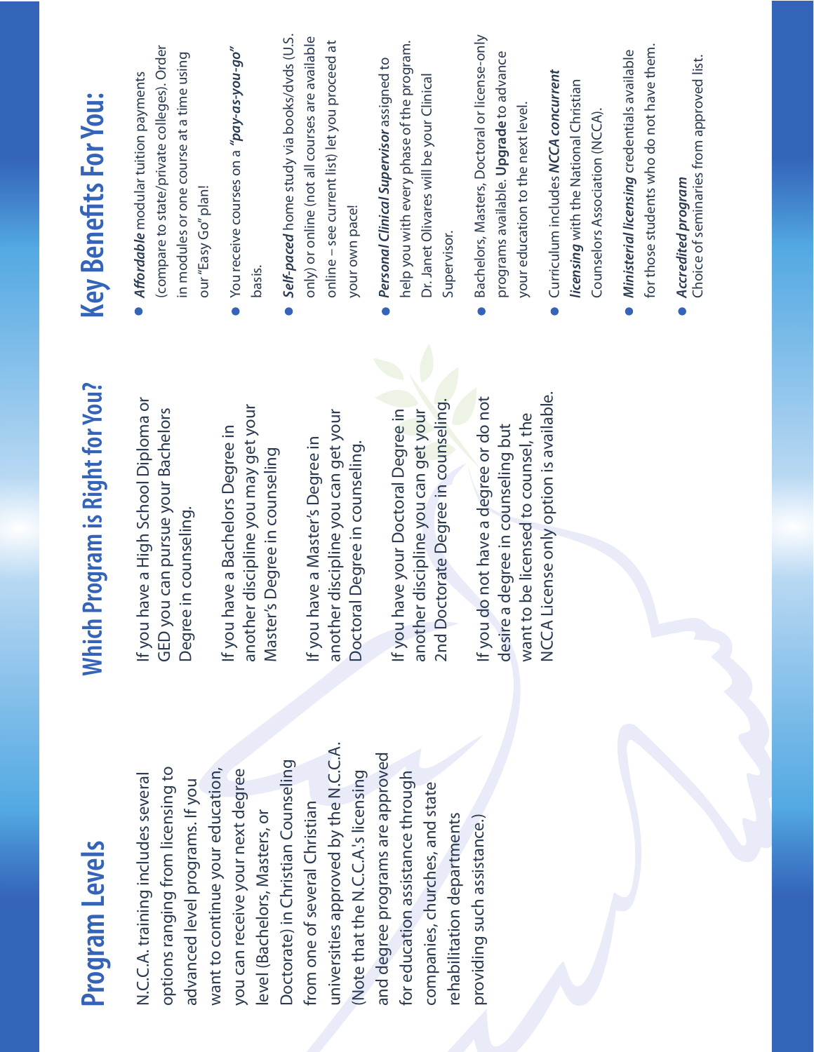## Program Levels

N.C.C.A. training includes several options ranging from licensing to advanced level programs. If you want to continue your education, you can receive your next degree level (Bachelors, Masters, or Doctorate) in Christian Counseling from one of several Christian universities approved by the N.C.C.A. (Note that the N.C.C.A.'s licensing and degree programs are approved for education assistance through companies, churches, and state rehabilitation departments providing such assistance.)

## Which Program is Right for You?

If you have a High School Diploma or GED you can pursue your Bachelors Degree in counseling.

If you have a Bachelors Degree in another discipline you may get your Master's Degree in counseling

If you have a Master's Degree in another discipline you can get your Doctoral Degree in counseling.

If you have your Doctoral Degree in another discipline you can get your 2nd Doctorate Degree in counseling.

If you do not have a degree or do not desire a degree in counseling but want to be licensed to counsel, the NCCA License only option is available.

## Key Benefits For You:

- ***Affordable*** modular tuition payments (compare to state/private colleges). Order in modules or one course at a time using our "Easy Go" plan!
- You receive courses on a ***"pay-as-you-go"*** basis.
- ***Self-paced*** home study via books/dvds (U.S. only) or online (not all courses are available online – see current list) let you proceed at your own pace!
- ***Personal Clinical Supervisor*** assigned to help you with every phase of the program. Dr. Janet Olivares will be your Clinical Supervisor.
- Bachelors, Masters, Doctoral or license-only programs available. **Upgrade** to advance your education to the next level.
- Curriculum includes ***NCCA concurrent licensing*** with the National Christian Counselors Association (NCCA).
- ***Ministerial licensing*** credentials available for those students who do not have them.
- ***Accredited program***
  Choice of seminaries from approved list.